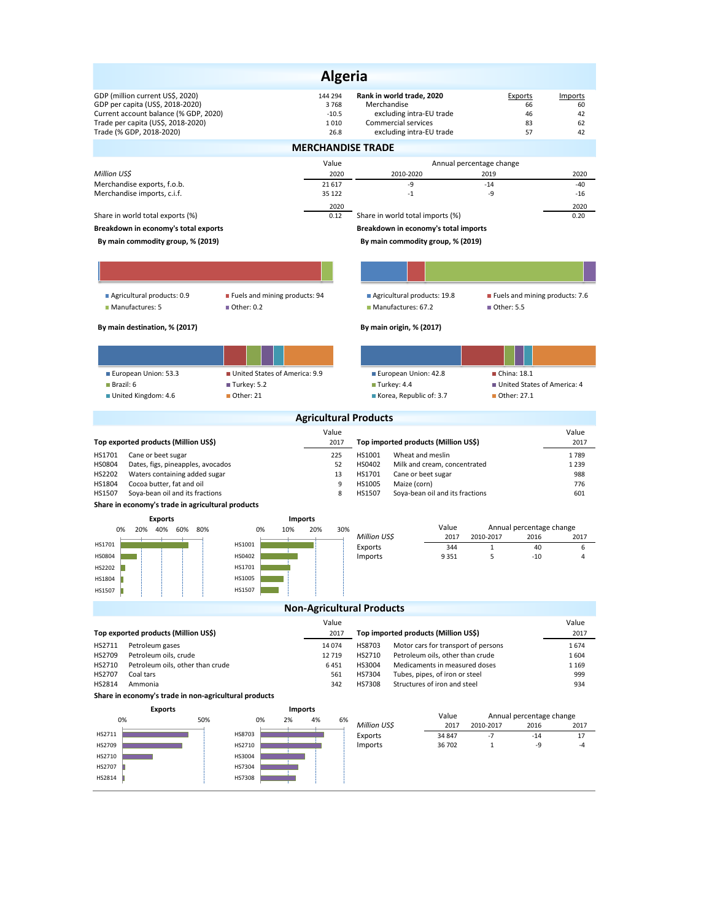# Algeria

| | | | | |
|---|---|---|---|---|
| GDP (million current US$, 2020) | 144 294 | **Rank in world trade, 2020** | Exports | Imports |
| GDP per capita (US$, 2018-2020) | 3 768 | Merchandise | 66 | 60 |
| Current account balance (% GDP, 2020) | -10.5 | excluding intra-EU trade | 46 | 42 |
| Trade per capita (US$, 2018-2020) | 1 010 | Commercial services | 83 | 62 |
| Trade (% GDP, 2018-2020) | 26.8 | excluding intra-EU trade | 57 | 42 |

## MERCHANDISE TRADE

| *Million US$* | Value 2020 | Annual percentage change 2010-2020 | 2019 | 2020 |
|---|---|---|---|---|
| Merchandise exports, f.o.b. | 21 617 | -9 | -14 | -40 |
| Merchandise imports, c.i.f. | 35 122 | -1 | -9 | -16 |

| | 2020 | | 2020 |
|---|---|---|---|
| Share in world total exports (%) | 0.12 | Share in world total imports (%) | 0.20 |

**Breakdown in economy's total exports**

**By main commodity group, % (2019)**

- Agricultural products: 0.9
- Fuels and mining products: 94
- Manufactures: 5
- Other: 0.2

**By main destination, % (2017)**

- European Union: 53.3
- United States of America: 9.9
- Brazil: 6
- Turkey: 5.2
- United Kingdom: 4.6
- Other: 21

**Breakdown in economy's total imports**

**By main commodity group, % (2019)**

- Agricultural products: 19.8
- Fuels and mining products: 7.6
- Manufactures: 67.2
- Other: 5.5

**By main origin, % (2017)**

- European Union: 42.8
- China: 18.1
- Turkey: 4.4
- United States of America: 4
- Korea, Republic of: 3.7
- Other: 27.1

## Agricultural Products

| Top exported products (Million US$) | | Value 2017 |
|---|---|---|
| HS1701 | Cane or beet sugar | 225 |
| HS0804 | Dates, figs, pineapples, avocados | 52 |
| HS2202 | Waters containing added sugar | 13 |
| HS1804 | Cocoa butter, fat and oil | 9 |
| HS1507 | Soya-bean oil and its fractions | 8 |

| Top imported products (Million US$) | | Value 2017 |
|---|---|---|
| HS1001 | Wheat and meslin | 1 789 |
| HS0402 | Milk and cream, concentrated | 1 239 |
| HS1701 | Cane or beet sugar | 988 |
| HS1005 | Maize (corn) | 776 |
| HS1507 | Soya-bean oil and its fractions | 601 |

**Share in economy's trade in agricultural products**

| *Million US$* | Value 2017 | Annual percentage change 2010-2017 | 2016 | 2017 |
|---|---|---|---|---|
| Exports | 344 | 1 | 40 | 6 |
| Imports | 9 351 | 5 | -10 | 4 |

## Non-Agricultural Products

| Top exported products (Million US$) | | Value 2017 |
|---|---|---|
| HS2711 | Petroleum gases | 14 074 |
| HS2709 | Petroleum oils, crude | 12 719 |
| HS2710 | Petroleum oils, other than crude | 6 451 |
| HS2707 | Coal tars | 561 |
| HS2814 | Ammonia | 342 |

| Top imported products (Million US$) | | Value 2017 |
|---|---|---|
| HS8703 | Motor cars for transport of persons | 1 674 |
| HS2710 | Petroleum oils, other than crude | 1 604 |
| HS3004 | Medicaments in measured doses | 1 169 |
| HS7304 | Tubes, pipes, of iron or steel | 999 |
| HS7308 | Structures of iron and steel | 934 |

**Share in economy's trade in non-agricultural products**

| *Million US$* | Value 2017 | Annual percentage change 2010-2017 | 2016 | 2017 |
|---|---|---|---|---|
| Exports | 34 847 | -7 | -14 | 17 |
| Imports | 36 702 | 1 | -9 | -4 |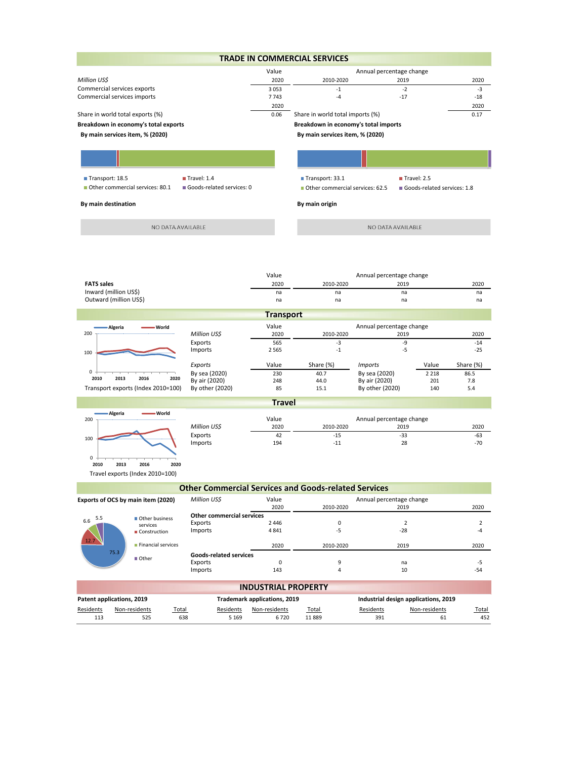## TRADE IN COMMERCIAL SERVICES

| Million US$ | Value 2020 | Annual percentage change 2010-2020 | 2019 | 2020 |
|---|---|---|---|---|
| Commercial services exports | 3 053 | -1 | -2 | -3 |
| Commercial services imports | 7 743 | -4 | -17 | -18 |

| | 2020 | | 2020 |
|---|---|---|---|
| Share in world total exports (%) | 0.06 | Share in world total imports (%) | 0.17 |

**Breakdown in economy's total exports**

**By main services item, % (2020)**

Transport: 18.5
Travel: 1.4
Other commercial services: 80.1
Goods-related services: 0

**Breakdown in economy's total imports**

**By main services item, % (2020)**

Transport: 33.1
Travel: 2.5
Other commercial services: 62.5
Goods-related services: 1.8

**By main destination**

NO DATA AVAILABLE

**By main origin**

NO DATA AVAILABLE

| FATS sales | Value 2020 | Annual percentage change 2010-2020 | 2019 | 2020 |
|---|---|---|---|---|
| Inward (million US$) | na | na | na | na |
| Outward (million US$) | na | na | na | na |

## Transport

Algeria
World
200
100
0
2010
2013
2016
2020
Transport exports (Index 2010=100)

| *Million US$* | Value 2020 | Annual percentage change 2010-2020 | 2019 | 2020 |
|---|---|---|---|---|
| Exports | 565 | -3 | -9 | -14 |
| Imports | 2 565 | -1 | -5 | -25 |

| *Exports* | Value | Share (%) | *Imports* | Value | Share (%) |
|---|---|---|---|---|---|
| By sea (2020) | 230 | 40.7 | By sea (2020) | 2 218 | 86.5 |
| By air (2020) | 248 | 44.0 | By air (2020) | 201 | 7.8 |
| By other (2020) | 85 | 15.1 | By other (2020) | 140 | 5.4 |

## Travel

Algeria
World
200
100
0
2010
2013
2016
2020
Travel exports (Index 2010=100)

| *Million US$* | Value 2020 | Annual percentage change 2010-2020 | 2019 | 2020 |
|---|---|---|---|---|
| Exports | 42 | -15 | -33 | -63 |
| Imports | 194 | -11 | 28 | -70 |

## Other Commercial Services and Goods-related Services

**Exports of OCS by main item (2020)**

Other business services
Construction
Financial services
Other
75.3
12.7
6.6
5.5

| *Million US$* | Value 2020 | Annual percentage change 2010-2020 | 2019 | 2020 |
|---|---|---|---|---|
| **Other commercial services** | | | | |
| Exports | 2 446 | 0 | 2 | 2 |
| Imports | 4 841 | -5 | -28 | -4 |
| | 2020 | 2010-2020 | 2019 | 2020 |
| **Goods-related services** | | | | |
| Exports | 0 | 9 | na | -5 |
| Imports | 143 | 4 | 10 | -54 |

## INDUSTRIAL PROPERTY

| Patent applications, 2019 | | | Trademark applications, 2019 | | | Industrial design applications, 2019 | | |
|---|---|---|---|---|---|---|---|---|
| Residents | Non-residents | Total | Residents | Non-residents | Total | Residents | Non-residents | Total |
| 113 | 525 | 638 | 5 169 | 6 720 | 11 889 | 391 | 61 | 452 |